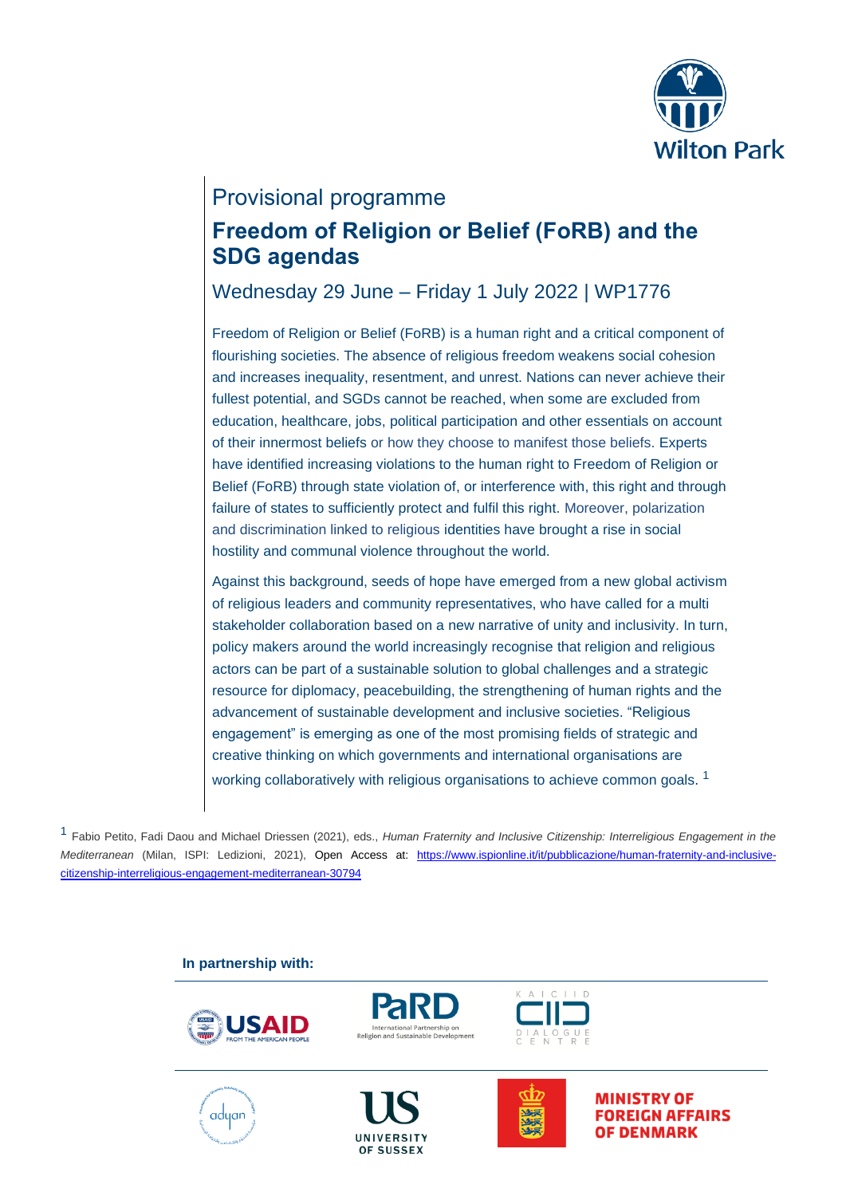Provisional programme

# Freedom of Religion or Belief (FoRB) and the SDG agendas

Wednesday 29 June – Friday 1 July 2022 | WP1776

Freedom of Religion or Belief (FoRB) is a human right and a critical component of flourishing societies. The absence of religious freedom weakens social cohesion and increases inequality, resentment, and unrest. Nations can never achieve their fullest potential, and SGDs cannot be reached, when some are excluded from education, healthcare, jobs, political participation and other essentials on account of their innermost beliefs or how they choose to manifest those beliefs. Experts have identified increasing violations to the human right to Freedom of Religion or Belief (FoRB) through state violation of, or interference with, this right and through failure of states to sufficiently protect and fulfil this right. Moreover, polarization and discrimination linked to religious identities have brought a rise in social hostility and communal violence throughout the world.

Against this background, seeds of hope have emerged from a new global activism of religious leaders and community representatives, who have called for a multi stakeholder collaboration based on a new narrative of unity and inclusivity. In turn, policy makers around the world increasingly recognise that religion and religious actors can be part of a sustainable solution to global challenges and a strategic resource for diplomacy, peacebuilding, the strengthening of human rights and the advancement of sustainable development and inclusive societies. “Religious engagement” is emerging as one of the most promising fields of strategic and creative thinking on which governments and international organisations are working collaboratively with religious organisations to achieve common goals. [1]

[1] Fabio Petito, Fadi Daou and Michael Driessen (2021), eds., *Human Fraternity and Inclusive Citizenship: Interreligious Engagement in the Mediterranean* (Milan, ISPI: Ledizioni, 2021), Open Access at: https://www.ispionline.it/it/pubblicazione/human-fraternity-and-inclusive-citizenship-interreligious-engagement-mediterranean-30794

**In partnership with:**

USAID – From the American People
PaRD – International Partnership on Religion and Sustainable Development
KAICIID Dialogue Centre
adyan
University of Sussex
Ministry of Foreign Affairs of Denmark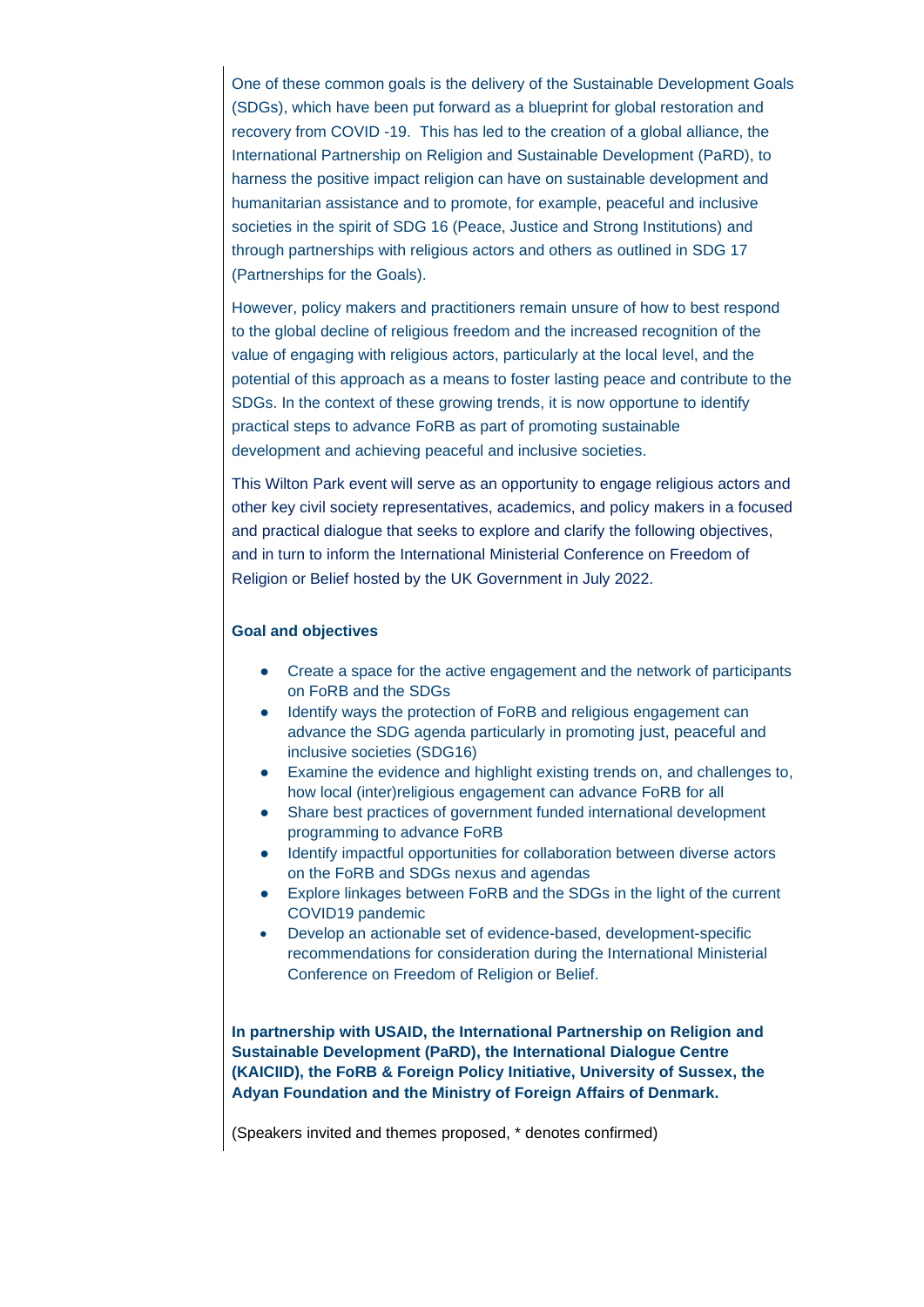One of these common goals is the delivery of the Sustainable Development Goals (SDGs), which have been put forward as a blueprint for global restoration and recovery from COVID -19. This has led to the creation of a global alliance, the International Partnership on Religion and Sustainable Development (PaRD), to harness the positive impact religion can have on sustainable development and humanitarian assistance and to promote, for example, peaceful and inclusive societies in the spirit of SDG 16 (Peace, Justice and Strong Institutions) and through partnerships with religious actors and others as outlined in SDG 17 (Partnerships for the Goals).

However, policy makers and practitioners remain unsure of how to best respond to the global decline of religious freedom and the increased recognition of the value of engaging with religious actors, particularly at the local level, and the potential of this approach as a means to foster lasting peace and contribute to the SDGs. In the context of these growing trends, it is now opportune to identify practical steps to advance FoRB as part of promoting sustainable development and achieving peaceful and inclusive societies.

This Wilton Park event will serve as an opportunity to engage religious actors and other key civil society representatives, academics, and policy makers in a focused and practical dialogue that seeks to explore and clarify the following objectives, and in turn to inform the International Ministerial Conference on Freedom of Religion or Belief hosted by the UK Government in July 2022.

**Goal and objectives**

- Create a space for the active engagement and the network of participants on FoRB and the SDGs
- Identify ways the protection of FoRB and religious engagement can advance the SDG agenda particularly in promoting just, peaceful and inclusive societies (SDG16)
- Examine the evidence and highlight existing trends on, and challenges to, how local (inter)religious engagement can advance FoRB for all
- Share best practices of government funded international development programming to advance FoRB
- Identify impactful opportunities for collaboration between diverse actors on the FoRB and SDGs nexus and agendas
- Explore linkages between FoRB and the SDGs in the light of the current COVID19 pandemic
- Develop an actionable set of evidence-based, development-specific recommendations for consideration during the International Ministerial Conference on Freedom of Religion or Belief.

**In partnership with USAID, the International Partnership on Religion and Sustainable Development (PaRD), the International Dialogue Centre (KAICIID), the FoRB & Foreign Policy Initiative, University of Sussex, the Adyan Foundation and the Ministry of Foreign Affairs of Denmark.**

(Speakers invited and themes proposed, * denotes confirmed)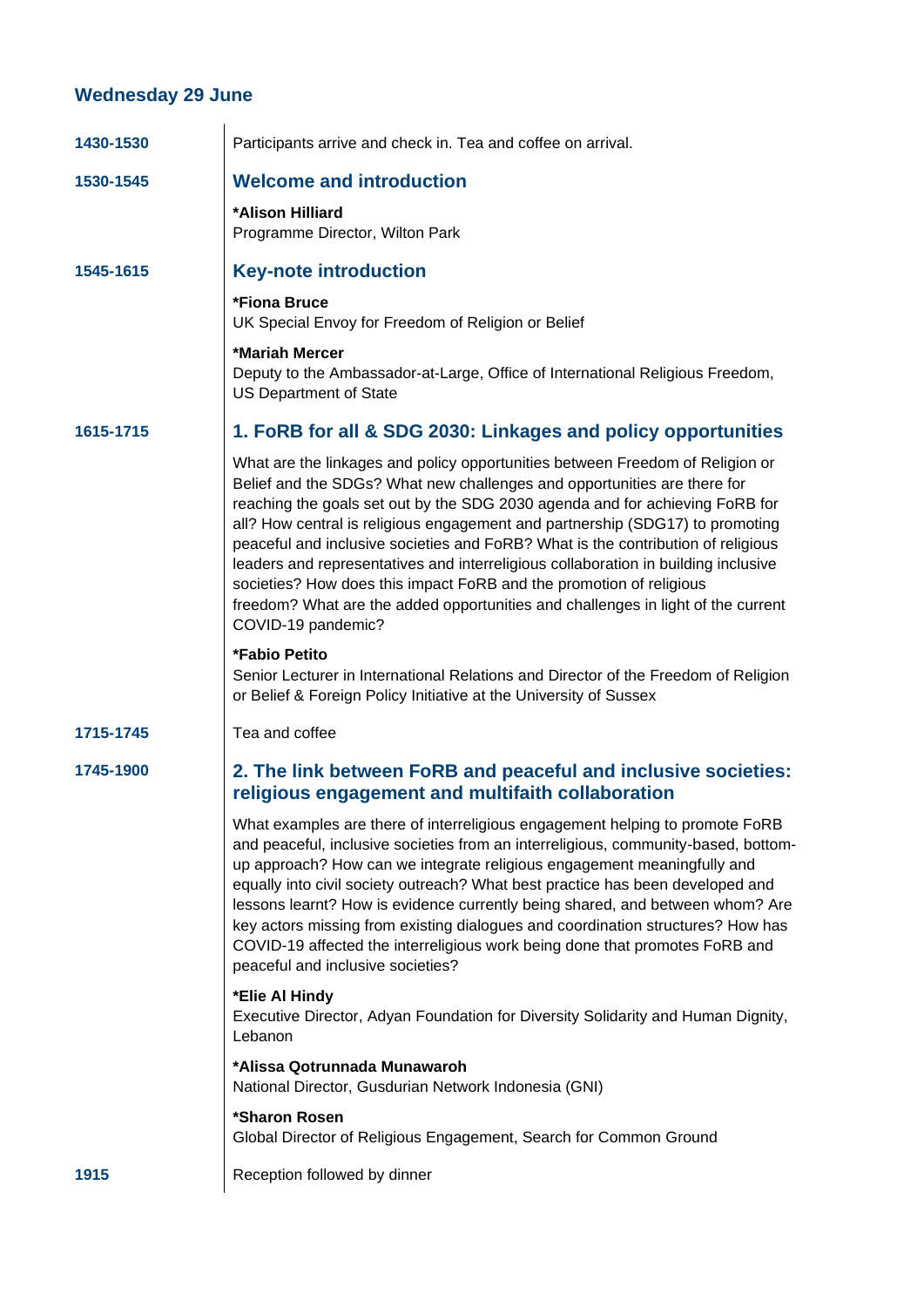## Wednesday 29 June

**1430-1530**

Participants arrive and check in. Tea and coffee on arrival.

**1530-1545**

### Welcome and introduction

***Alison Hilliard**
Programme Director, Wilton Park

**1545-1615**

### Key-note introduction

***Fiona Bruce**
UK Special Envoy for Freedom of Religion or Belief

***Mariah Mercer**
Deputy to the Ambassador-at-Large, Office of International Religious Freedom, US Department of State

**1615-1715**

### 1. FoRB for all & SDG 2030: Linkages and policy opportunities

What are the linkages and policy opportunities between Freedom of Religion or Belief and the SDGs? What new challenges and opportunities are there for reaching the goals set out by the SDG 2030 agenda and for achieving FoRB for all? How central is religious engagement and partnership (SDG17) to promoting peaceful and inclusive societies and FoRB? What is the contribution of religious leaders and representatives and interreligious collaboration in building inclusive societies? How does this impact FoRB and the promotion of religious freedom? What are the added opportunities and challenges in light of the current COVID-19 pandemic?

***Fabio Petito**
Senior Lecturer in International Relations and Director of the Freedom of Religion or Belief & Foreign Policy Initiative at the University of Sussex

**1715-1745**

Tea and coffee

**1745-1900**

### 2. The link between FoRB and peaceful and inclusive societies: religious engagement and multifaith collaboration

What examples are there of interreligious engagement helping to promote FoRB and peaceful, inclusive societies from an interreligious, community-based, bottom-up approach? How can we integrate religious engagement meaningfully and equally into civil society outreach? What best practice has been developed and lessons learnt? How is evidence currently being shared, and between whom? Are key actors missing from existing dialogues and coordination structures? How has COVID-19 affected the interreligious work being done that promotes FoRB and peaceful and inclusive societies?

***Elie Al Hindy**
Executive Director, Adyan Foundation for Diversity Solidarity and Human Dignity, Lebanon

***Alissa Qotrunnada Munawaroh**
National Director, Gusdurian Network Indonesia (GNI)

***Sharon Rosen**
Global Director of Religious Engagement, Search for Common Ground

**1915**

Reception followed by dinner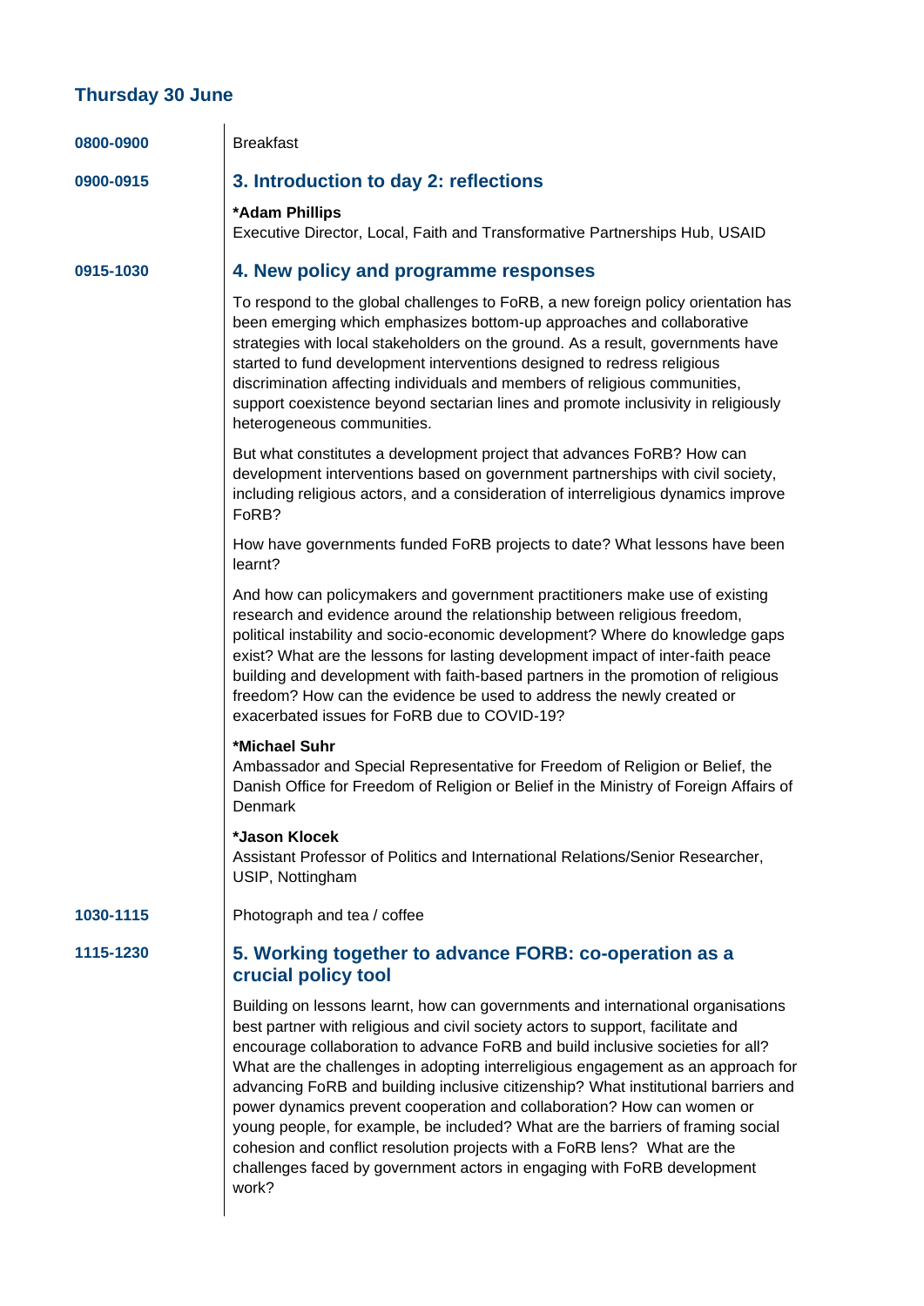## Thursday 30 June

**0800-0900**

Breakfast

**0900-0915**

### 3. Introduction to day 2: reflections

***Adam Phillips**
Executive Director, Local, Faith and Transformative Partnerships Hub, USAID

**0915-1030**

### 4. New policy and programme responses

To respond to the global challenges to FoRB, a new foreign policy orientation has been emerging which emphasizes bottom-up approaches and collaborative strategies with local stakeholders on the ground. As a result, governments have started to fund development interventions designed to redress religious discrimination affecting individuals and members of religious communities, support coexistence beyond sectarian lines and promote inclusivity in religiously heterogeneous communities.

But what constitutes a development project that advances FoRB? How can development interventions based on government partnerships with civil society, including religious actors, and a consideration of interreligious dynamics improve FoRB?

How have governments funded FoRB projects to date? What lessons have been learnt?

And how can policymakers and government practitioners make use of existing research and evidence around the relationship between religious freedom, political instability and socio-economic development? Where do knowledge gaps exist? What are the lessons for lasting development impact of inter-faith peace building and development with faith-based partners in the promotion of religious freedom? How can the evidence be used to address the newly created or exacerbated issues for FoRB due to COVID-19?

***Michael Suhr**
Ambassador and Special Representative for Freedom of Religion or Belief, the Danish Office for Freedom of Religion or Belief in the Ministry of Foreign Affairs of Denmark

***Jason Klocek**
Assistant Professor of Politics and International Relations/Senior Researcher, USIP, Nottingham

**1030-1115**

Photograph and tea / coffee

**1115-1230**

### 5. Working together to advance FORB: co-operation as a crucial policy tool

Building on lessons learnt, how can governments and international organisations best partner with religious and civil society actors to support, facilitate and encourage collaboration to advance FoRB and build inclusive societies for all? What are the challenges in adopting interreligious engagement as an approach for advancing FoRB and building inclusive citizenship? What institutional barriers and power dynamics prevent cooperation and collaboration? How can women or young people, for example, be included? What are the barriers of framing social cohesion and conflict resolution projects with a FoRB lens? What are the challenges faced by government actors in engaging with FoRB development work?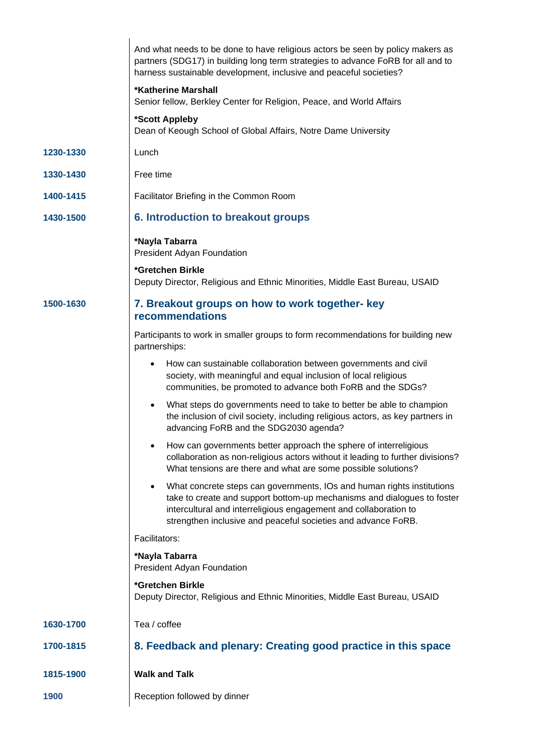| | |
|---|---|
| | And what needs to be done to have religious actors be seen by policy makers as partners (SDG17) in building long term strategies to advance FoRB for all and to harness sustainable development, inclusive and peaceful societies? |
| | **\*Katherine Marshall**<br>Senior fellow, Berkley Center for Religion, Peace, and World Affairs |
| | **\*Scott Appleby**<br>Dean of Keough School of Global Affairs, Notre Dame University |
| **1230-1330** | Lunch |
| **1330-1430** | Free time |
| **1400-1415** | Facilitator Briefing in the Common Room |
| **1430-1500** | **6. Introduction to breakout groups** |
| | **\*Nayla Tabarra**<br>President Adyan Foundation |
| | **\*Gretchen Birkle**<br>Deputy Director, Religious and Ethnic Minorities, Middle East Bureau, USAID |
| **1500-1630** | **7. Breakout groups on how to work together- key recommendations** |
| | Participants to work in smaller groups to form recommendations for building new partnerships:<br>• How can sustainable collaboration between governments and civil society, with meaningful and equal inclusion of local religious communities, be promoted to advance both FoRB and the SDGs?<br>• What steps do governments need to take to better be able to champion the inclusion of civil society, including religious actors, as key partners in advancing FoRB and the SDG2030 agenda?<br>• How can governments better approach the sphere of interreligious collaboration as non-religious actors without it leading to further divisions? What tensions are there and what are some possible solutions?<br>• What concrete steps can governments, IOs and human rights institutions take to create and support bottom-up mechanisms and dialogues to foster intercultural and interreligious engagement and collaboration to strengthen inclusive and peaceful societies and advance FoRB. |
| | Facilitators: |
| | **\*Nayla Tabarra**<br>President Adyan Foundation |
| | **\*Gretchen Birkle**<br>Deputy Director, Religious and Ethnic Minorities, Middle East Bureau, USAID |
| **1630-1700** | Tea / coffee |
| **1700-1815** | **8. Feedback and plenary: Creating good practice in this space** |
| **1815-1900** | **Walk and Talk** |
| **1900** | Reception followed by dinner |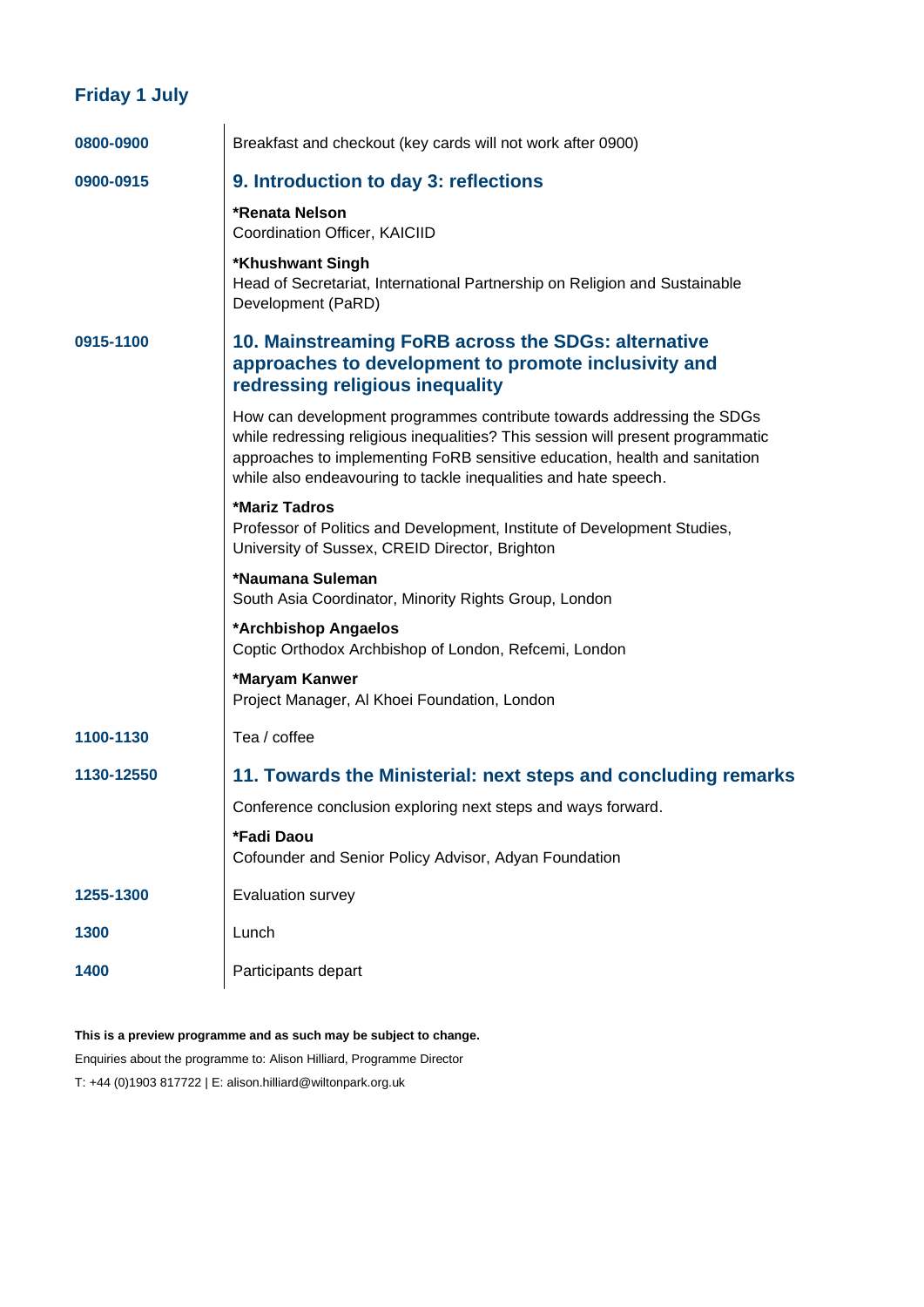## Friday 1 July

| | |
|---|---|
| **0800-0900** | Breakfast and checkout (key cards will not work after 0900) |
| **0900-0915** | **9. Introduction to day 3: reflections** |
| | **\*Renata Nelson**<br>Coordination Officer, KAICIID |
| | **\*Khushwant Singh**<br>Head of Secretariat, International Partnership on Religion and Sustainable Development (PaRD) |
| **0915-1100** | **10. Mainstreaming FoRB across the SDGs: alternative approaches to development to promote inclusivity and redressing religious inequality** |
| | How can development programmes contribute towards addressing the SDGs while redressing religious inequalities? This session will present programmatic approaches to implementing FoRB sensitive education, health and sanitation while also endeavouring to tackle inequalities and hate speech. |
| | **\*Mariz Tadros**<br>Professor of Politics and Development, Institute of Development Studies, University of Sussex, CREID Director, Brighton |
| | **\*Naumana Suleman**<br>South Asia Coordinator, Minority Rights Group, London |
| | **\*Archbishop Angaelos**<br>Coptic Orthodox Archbishop of London, Refcemi, London |
| | **\*Maryam Kanwer**<br>Project Manager, Al Khoei Foundation, London |
| **1100-1130** | Tea / coffee |
| **1130-12550** | **11. Towards the Ministerial: next steps and concluding remarks** |
| | Conference conclusion exploring next steps and ways forward. |
| | **\*Fadi Daou**<br>Cofounder and Senior Policy Advisor, Adyan Foundation |
| **1255-1300** | Evaluation survey |
| **1300** | Lunch |
| **1400** | Participants depart |

**This is a preview programme and as such may be subject to change.**

Enquiries about the programme to: Alison Hilliard, Programme Director

T: +44 (0)1903 817722 | E: alison.hilliard@wiltonpark.org.uk